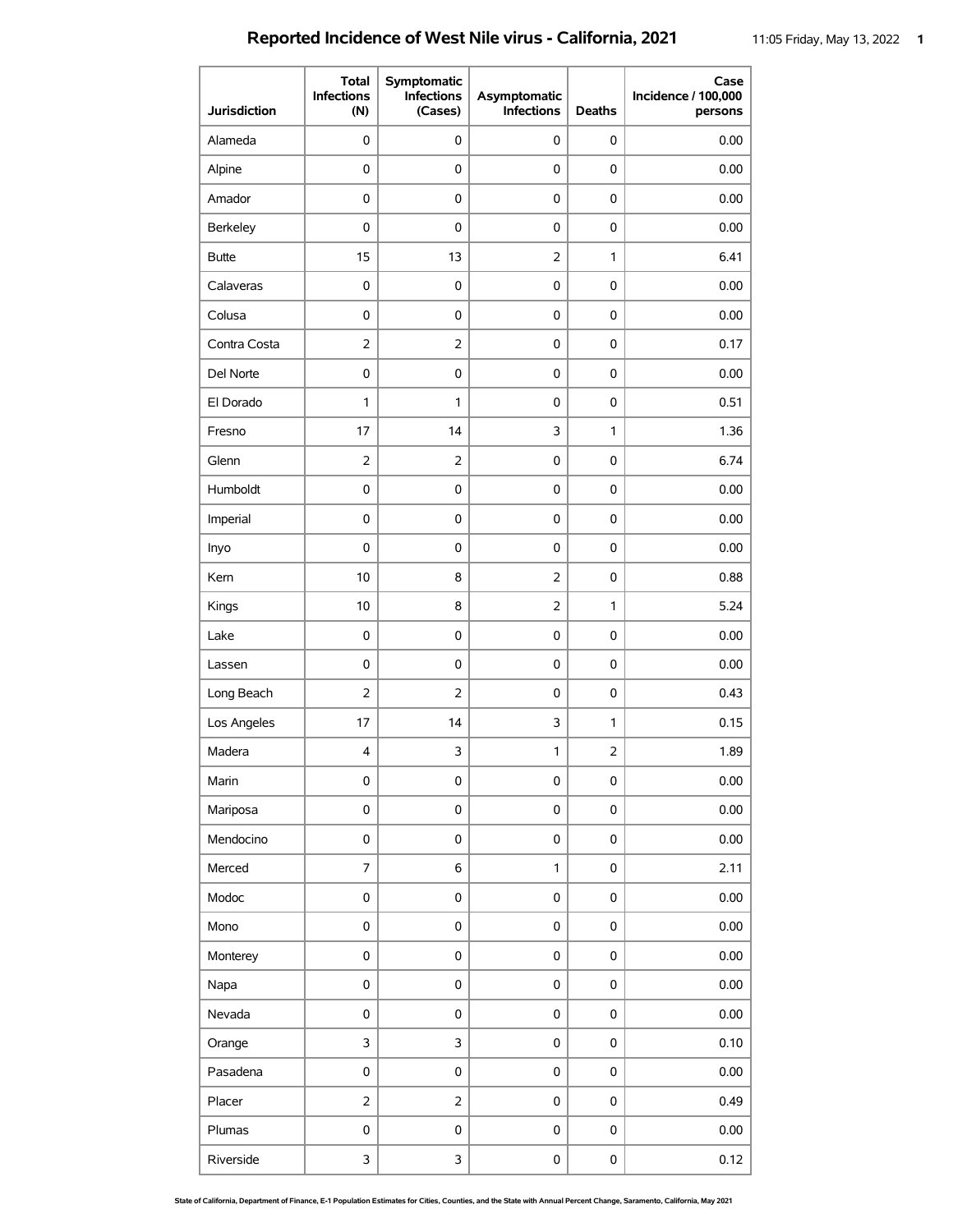# Reported Incidence of West Nile virus - California, 2021

| Jurisdiction | Total Infections (N) | Symptomatic Infections (Cases) | Asymptomatic Infections | Deaths | Case Incidence / 100,000 persons |
|---|---|---|---|---|---|
| Alameda | 0 | 0 | 0 | 0 | 0.00 |
| Alpine | 0 | 0 | 0 | 0 | 0.00 |
| Amador | 0 | 0 | 0 | 0 | 0.00 |
| Berkeley | 0 | 0 | 0 | 0 | 0.00 |
| Butte | 15 | 13 | 2 | 1 | 6.41 |
| Calaveras | 0 | 0 | 0 | 0 | 0.00 |
| Colusa | 0 | 0 | 0 | 0 | 0.00 |
| Contra Costa | 2 | 2 | 0 | 0 | 0.17 |
| Del Norte | 0 | 0 | 0 | 0 | 0.00 |
| El Dorado | 1 | 1 | 0 | 0 | 0.51 |
| Fresno | 17 | 14 | 3 | 1 | 1.36 |
| Glenn | 2 | 2 | 0 | 0 | 6.74 |
| Humboldt | 0 | 0 | 0 | 0 | 0.00 |
| Imperial | 0 | 0 | 0 | 0 | 0.00 |
| Inyo | 0 | 0 | 0 | 0 | 0.00 |
| Kern | 10 | 8 | 2 | 0 | 0.88 |
| Kings | 10 | 8 | 2 | 1 | 5.24 |
| Lake | 0 | 0 | 0 | 0 | 0.00 |
| Lassen | 0 | 0 | 0 | 0 | 0.00 |
| Long Beach | 2 | 2 | 0 | 0 | 0.43 |
| Los Angeles | 17 | 14 | 3 | 1 | 0.15 |
| Madera | 4 | 3 | 1 | 2 | 1.89 |
| Marin | 0 | 0 | 0 | 0 | 0.00 |
| Mariposa | 0 | 0 | 0 | 0 | 0.00 |
| Mendocino | 0 | 0 | 0 | 0 | 0.00 |
| Merced | 7 | 6 | 1 | 0 | 2.11 |
| Modoc | 0 | 0 | 0 | 0 | 0.00 |
| Mono | 0 | 0 | 0 | 0 | 0.00 |
| Monterey | 0 | 0 | 0 | 0 | 0.00 |
| Napa | 0 | 0 | 0 | 0 | 0.00 |
| Nevada | 0 | 0 | 0 | 0 | 0.00 |
| Orange | 3 | 3 | 0 | 0 | 0.10 |
| Pasadena | 0 | 0 | 0 | 0 | 0.00 |
| Placer | 2 | 2 | 0 | 0 | 0.49 |
| Plumas | 0 | 0 | 0 | 0 | 0.00 |
| Riverside | 3 | 3 | 0 | 0 | 0.12 |

State of California, Department of Finance, E-1 Population Estimates for Cities, Counties, and the State with Annual Percent Change, Saramento, California, May 2021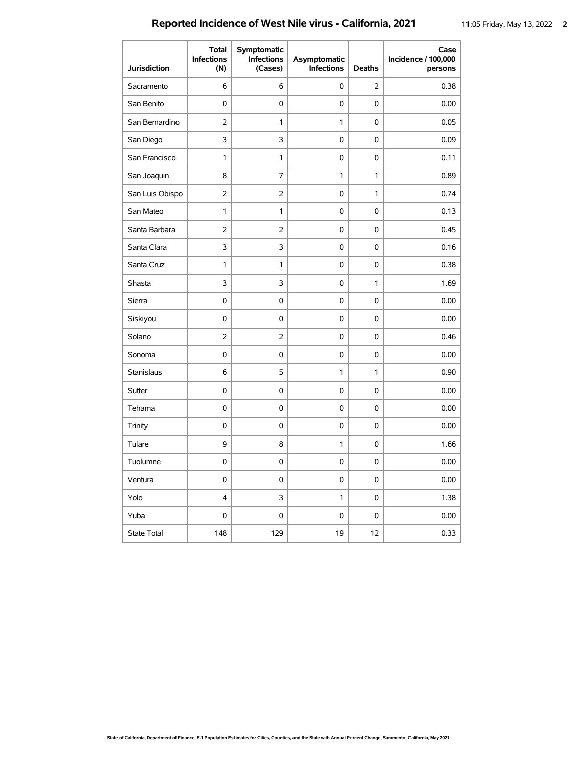# Reported Incidence of West Nile virus - California, 2021

| Jurisdiction | Total Infections (N) | Symptomatic Infections (Cases) | Asymptomatic Infections | Deaths | Case Incidence / 100,000 persons |
|---|---|---|---|---|---|
| Sacramento | 6 | 6 | 0 | 2 | 0.38 |
| San Benito | 0 | 0 | 0 | 0 | 0.00 |
| San Bernardino | 2 | 1 | 1 | 0 | 0.05 |
| San Diego | 3 | 3 | 0 | 0 | 0.09 |
| San Francisco | 1 | 1 | 0 | 0 | 0.11 |
| San Joaquin | 8 | 7 | 1 | 1 | 0.89 |
| San Luis Obispo | 2 | 2 | 0 | 1 | 0.74 |
| San Mateo | 1 | 1 | 0 | 0 | 0.13 |
| Santa Barbara | 2 | 2 | 0 | 0 | 0.45 |
| Santa Clara | 3 | 3 | 0 | 0 | 0.16 |
| Santa Cruz | 1 | 1 | 0 | 0 | 0.38 |
| Shasta | 3 | 3 | 0 | 1 | 1.69 |
| Sierra | 0 | 0 | 0 | 0 | 0.00 |
| Siskiyou | 0 | 0 | 0 | 0 | 0.00 |
| Solano | 2 | 2 | 0 | 0 | 0.46 |
| Sonoma | 0 | 0 | 0 | 0 | 0.00 |
| Stanislaus | 6 | 5 | 1 | 1 | 0.90 |
| Sutter | 0 | 0 | 0 | 0 | 0.00 |
| Tehama | 0 | 0 | 0 | 0 | 0.00 |
| Trinity | 0 | 0 | 0 | 0 | 0.00 |
| Tulare | 9 | 8 | 1 | 0 | 1.66 |
| Tuolumne | 0 | 0 | 0 | 0 | 0.00 |
| Ventura | 0 | 0 | 0 | 0 | 0.00 |
| Yolo | 4 | 3 | 1 | 0 | 1.38 |
| Yuba | 0 | 0 | 0 | 0 | 0.00 |
| State Total | 148 | 129 | 19 | 12 | 0.33 |

State of California, Department of Finance, E-1 Population Estimates for Cities, Counties, and the State with Annual Percent Change, Saramento, California, May 2021